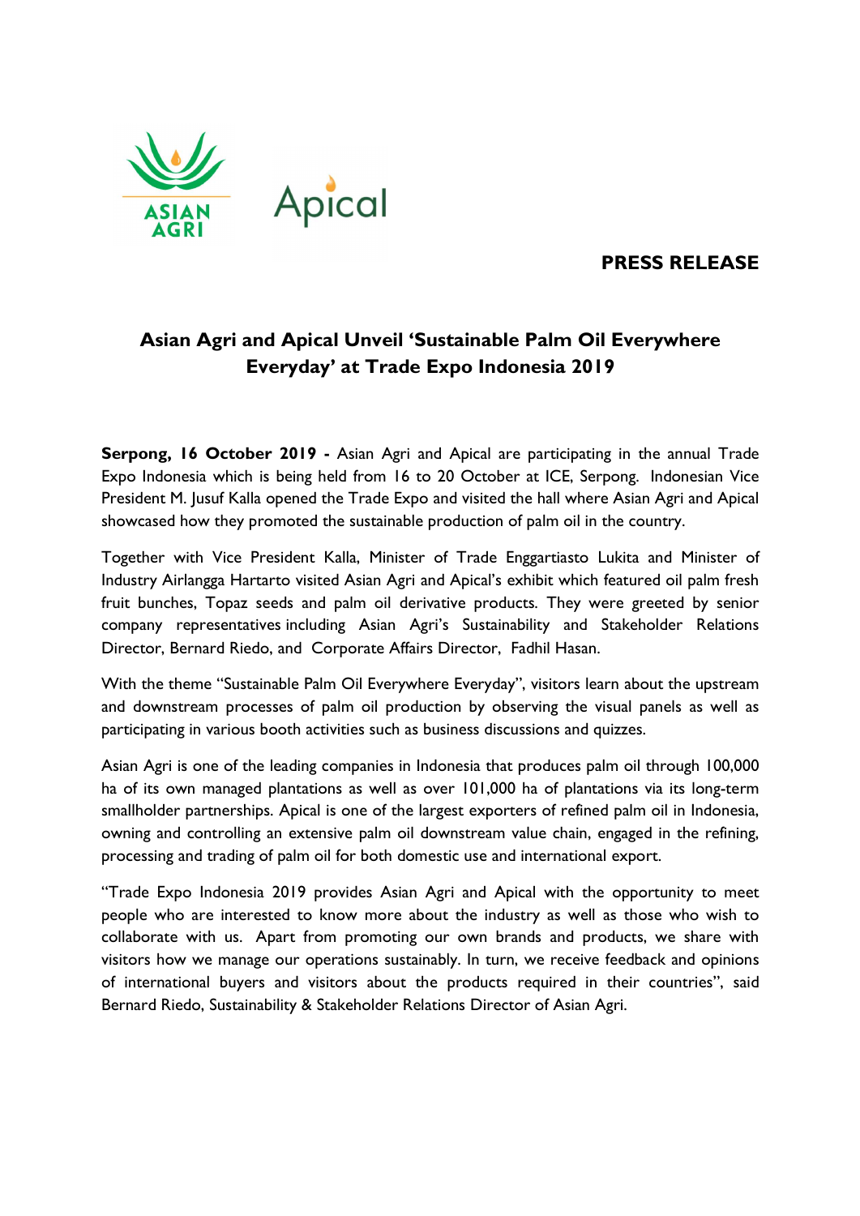**PRESS RELEASE**

# Asian Agri and Apical Unveil 'Sustainable Palm Oil Everywhere Everyday' at Trade Expo Indonesia 2019

**Serpong, 16 October 2019 -** Asian Agri and Apical are participating in the annual Trade Expo Indonesia which is being held from 16 to 20 October at ICE, Serpong. Indonesian Vice President M. Jusuf Kalla opened the Trade Expo and visited the hall where Asian Agri and Apical showcased how they promoted the sustainable production of palm oil in the country.

Together with Vice President Kalla, Minister of Trade Enggartiasto Lukita and Minister of Industry Airlangga Hartarto visited Asian Agri and Apical's exhibit which featured oil palm fresh fruit bunches, Topaz seeds and palm oil derivative products. They were greeted by senior company representatives including Asian Agri's Sustainability and Stakeholder Relations Director, Bernard Riedo, and Corporate Affairs Director, Fadhil Hasan.

With the theme "Sustainable Palm Oil Everywhere Everyday", visitors learn about the upstream and downstream processes of palm oil production by observing the visual panels as well as participating in various booth activities such as business discussions and quizzes.

Asian Agri is one of the leading companies in Indonesia that produces palm oil through 100,000 ha of its own managed plantations as well as over 101,000 ha of plantations via its long-term smallholder partnerships. Apical is one of the largest exporters of refined palm oil in Indonesia, owning and controlling an extensive palm oil downstream value chain, engaged in the refining, processing and trading of palm oil for both domestic use and international export.

"Trade Expo Indonesia 2019 provides Asian Agri and Apical with the opportunity to meet people who are interested to know more about the industry as well as those who wish to collaborate with us. Apart from promoting our own brands and products, we share with visitors how we manage our operations sustainably. In turn, we receive feedback and opinions of international buyers and visitors about the products required in their countries", said Bernard Riedo, Sustainability & Stakeholder Relations Director of Asian Agri.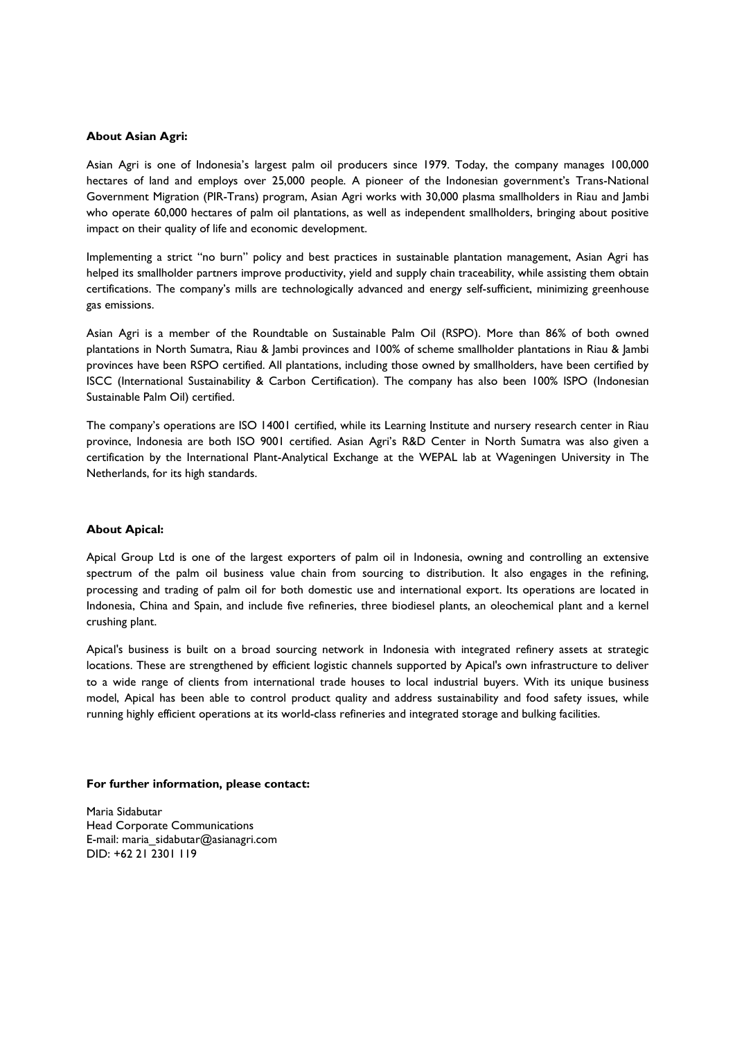**About Asian Agri:**

Asian Agri is one of Indonesia's largest palm oil producers since 1979. Today, the company manages 100,000 hectares of land and employs over 25,000 people. A pioneer of the Indonesian government's Trans-National Government Migration (PIR-Trans) program, Asian Agri works with 30,000 plasma smallholders in Riau and Jambi who operate 60,000 hectares of palm oil plantations, as well as independent smallholders, bringing about positive impact on their quality of life and economic development.

Implementing a strict "no burn" policy and best practices in sustainable plantation management, Asian Agri has helped its smallholder partners improve productivity, yield and supply chain traceability, while assisting them obtain certifications. The company's mills are technologically advanced and energy self-sufficient, minimizing greenhouse gas emissions.

Asian Agri is a member of the Roundtable on Sustainable Palm Oil (RSPO). More than 86% of both owned plantations in North Sumatra, Riau & Jambi provinces and 100% of scheme smallholder plantations in Riau & Jambi provinces have been RSPO certified. All plantations, including those owned by smallholders, have been certified by ISCC (International Sustainability & Carbon Certification). The company has also been 100% ISPO (Indonesian Sustainable Palm Oil) certified.

The company's operations are ISO 14001 certified, while its Learning Institute and nursery research center in Riau province, Indonesia are both ISO 9001 certified. Asian Agri's R&D Center in North Sumatra was also given a certification by the International Plant-Analytical Exchange at the WEPAL lab at Wageningen University in The Netherlands, for its high standards.

**About Apical:**

Apical Group Ltd is one of the largest exporters of palm oil in Indonesia, owning and controlling an extensive spectrum of the palm oil business value chain from sourcing to distribution. It also engages in the refining, processing and trading of palm oil for both domestic use and international export. Its operations are located in Indonesia, China and Spain, and include five refineries, three biodiesel plants, an oleochemical plant and a kernel crushing plant.

Apical's business is built on a broad sourcing network in Indonesia with integrated refinery assets at strategic locations. These are strengthened by efficient logistic channels supported by Apical's own infrastructure to deliver to a wide range of clients from international trade houses to local industrial buyers. With its unique business model, Apical has been able to control product quality and address sustainability and food safety issues, while running highly efficient operations at its world-class refineries and integrated storage and bulking facilities.

**For further information, please contact:**

Maria Sidabutar
Head Corporate Communications
E-mail: maria_sidabutar@asianagri.com
DID: +62 21 2301 119